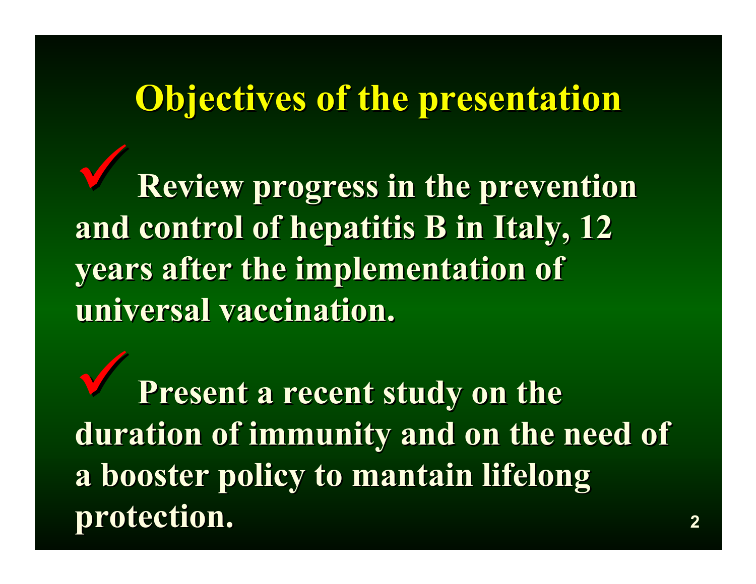# Objectives of the presentation

- ✓ Review progress in the prevention and control of hepatitis B in Italy, 12 years after the implementation of universal vaccination.

- ✓ Present a recent study on the duration of immunity and on the need of a booster policy to mantain lifelong protection.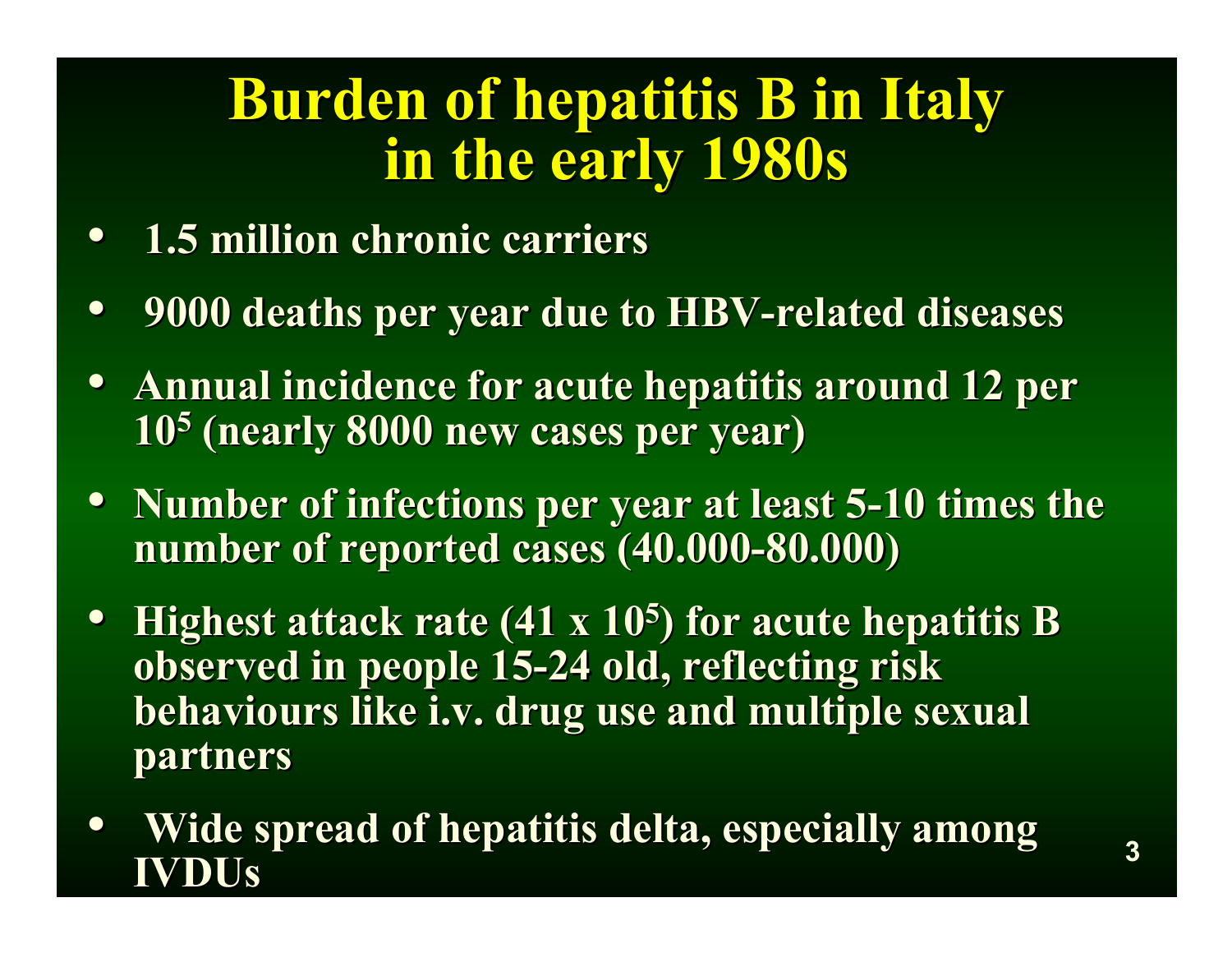# Burden of hepatitis B in Italy in the early 1980s

- **1.5 million chronic carriers**
- **9000 deaths per year due to HBV-related diseases**
- **Annual incidence for acute hepatitis around 12 per $10^5$ (nearly 8000 new cases per year)**
- **Number of infections per year at least 5-10 times the number of reported cases (40.000-80.000)**
- **Highest attack rate ($41 \times 10^5$) for acute hepatitis B observed in people 15-24 old, reflecting risk behaviours like i.v. drug use and multiple sexual partners**
- **Wide spread of hepatitis delta, especially among IVDUs**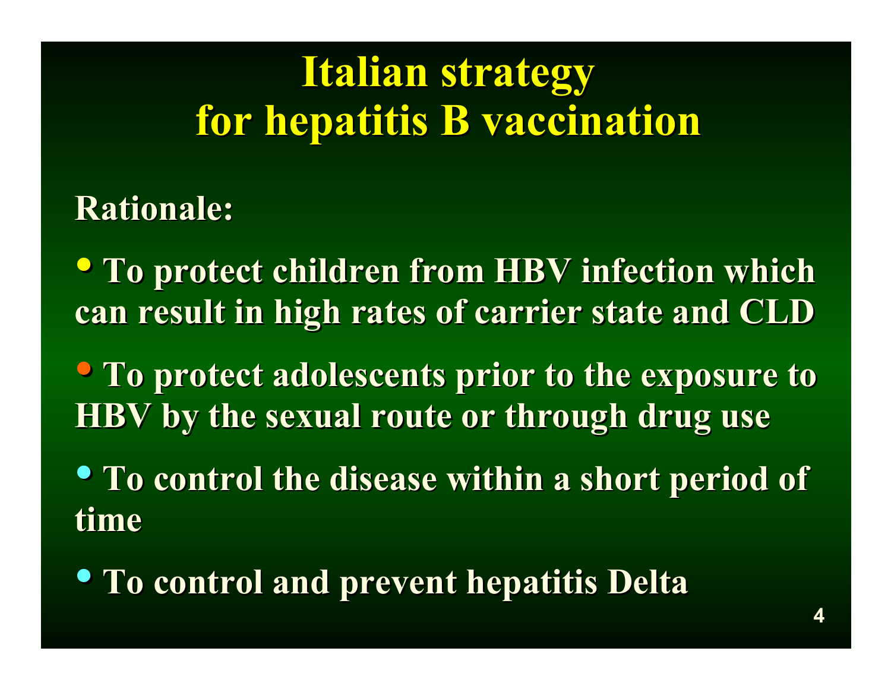# Italian strategy for hepatitis B vaccination

**Rationale:**

- To protect children from HBV infection which can result in high rates of carrier state and CLD
- To protect adolescents prior to the exposure to HBV by the sexual route or through drug use
- To control the disease within a short period of time
- To control and prevent hepatitis Delta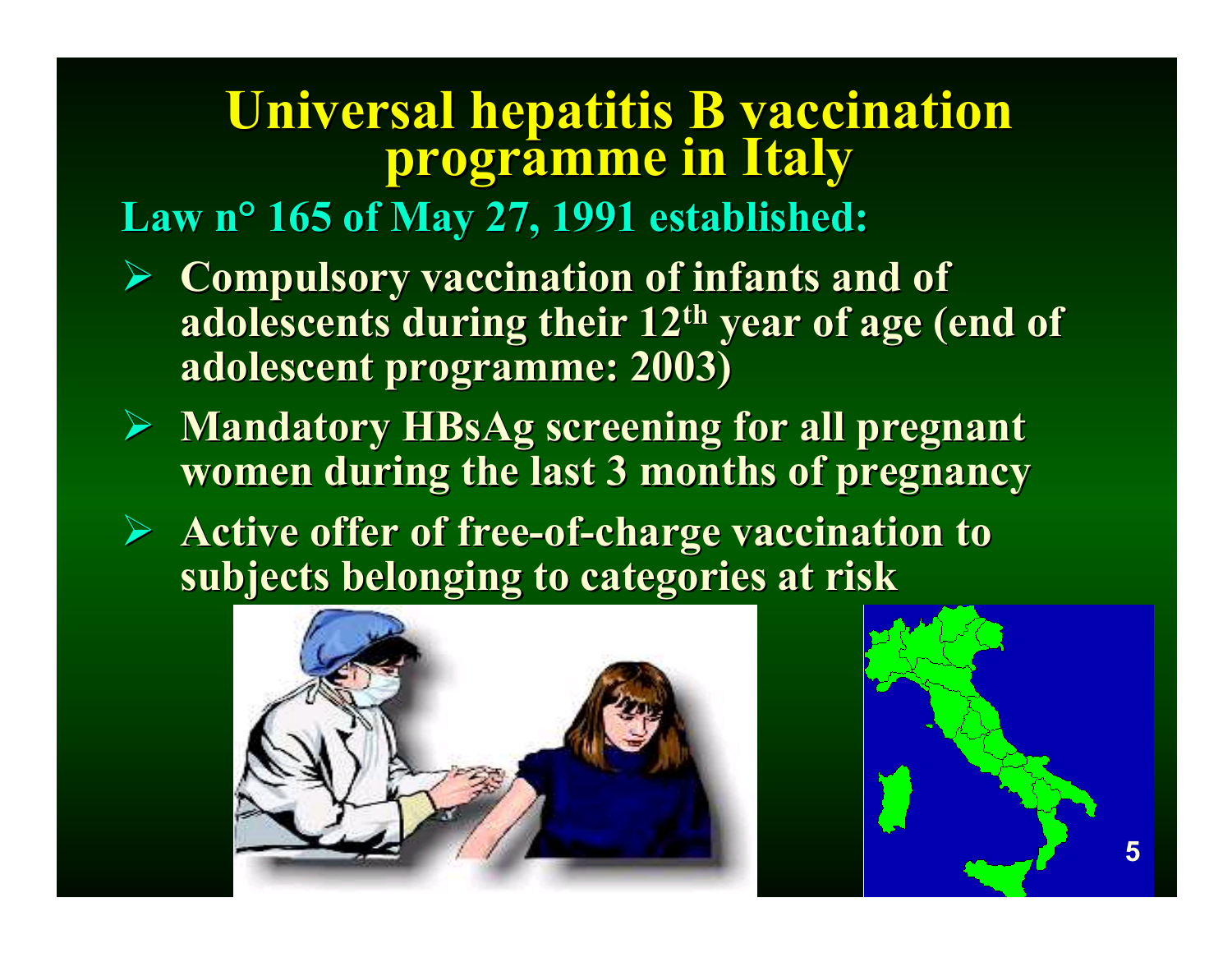# Universal hepatitis B vaccination programme in Italy

**Law n° 165 of May 27, 1991 established:**

- Compulsory vaccination of infants and of adolescents during their $12^{th}$ year of age (end of adolescent programme: 2003)
- Mandatory HBsAg screening for all pregnant women during the last 3 months of pregnancy
- Active offer of free-of-charge vaccination to subjects belonging to categories at risk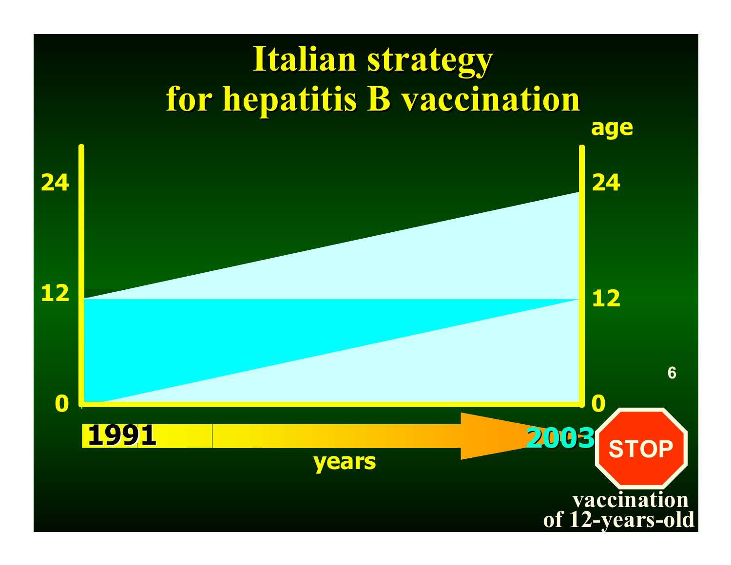# Italian strategy for hepatitis B vaccination

age

24

12

0

1991

years

2003

STOP

vaccination of 12-years-old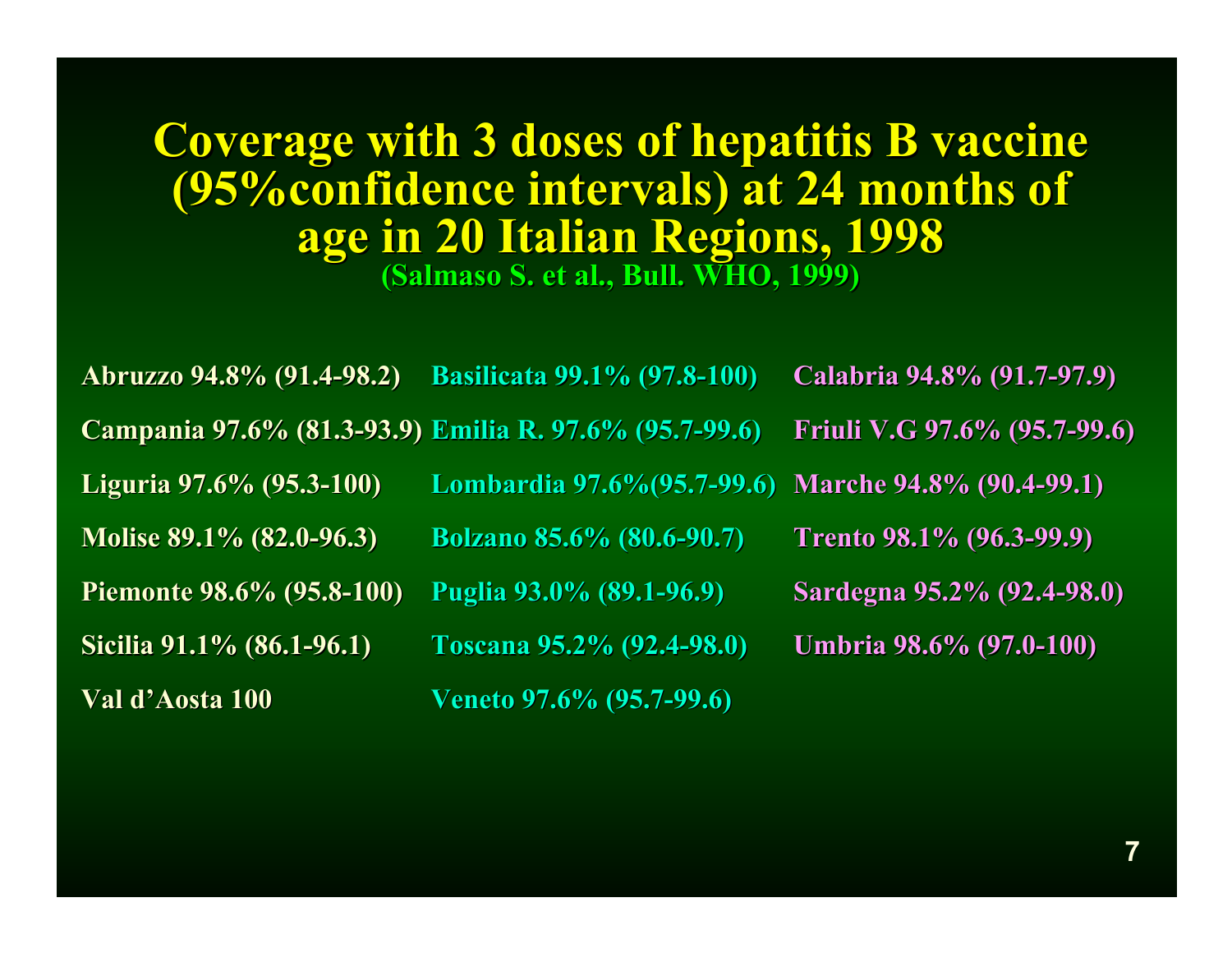# Coverage with 3 doses of hepatitis B vaccine (95%confidence intervals) at 24 months of age in 20 Italian Regions, 1998

**(Salmaso S. et al., Bull. WHO, 1999)**

Abruzzo 94.8% (91.4-98.2)

Campania 97.6% (81.3-93.9)

Liguria 97.6% (95.3-100)

Molise 89.1% (82.0-96.3)

Piemonte 98.6% (95.8-100)

Sicilia 91.1% (86.1-96.1)

Val d’Aosta 100

Basilicata 99.1% (97.8-100)

Emilia R. 97.6% (95.7-99.6)

Lombardia 97.6%(95.7-99.6)

Bolzano 85.6% (80.6-90.7)

Puglia 93.0% (89.1-96.9)

Toscana 95.2% (92.4-98.0)

Veneto 97.6% (95.7-99.6)

Calabria 94.8% (91.7-97.9)

Friuli V.G 97.6% (95.7-99.6)

Marche 94.8% (90.4-99.1)

Trento 98.1% (96.3-99.9)

Sardegna 95.2% (92.4-98.0)

Umbria 98.6% (97.0-100)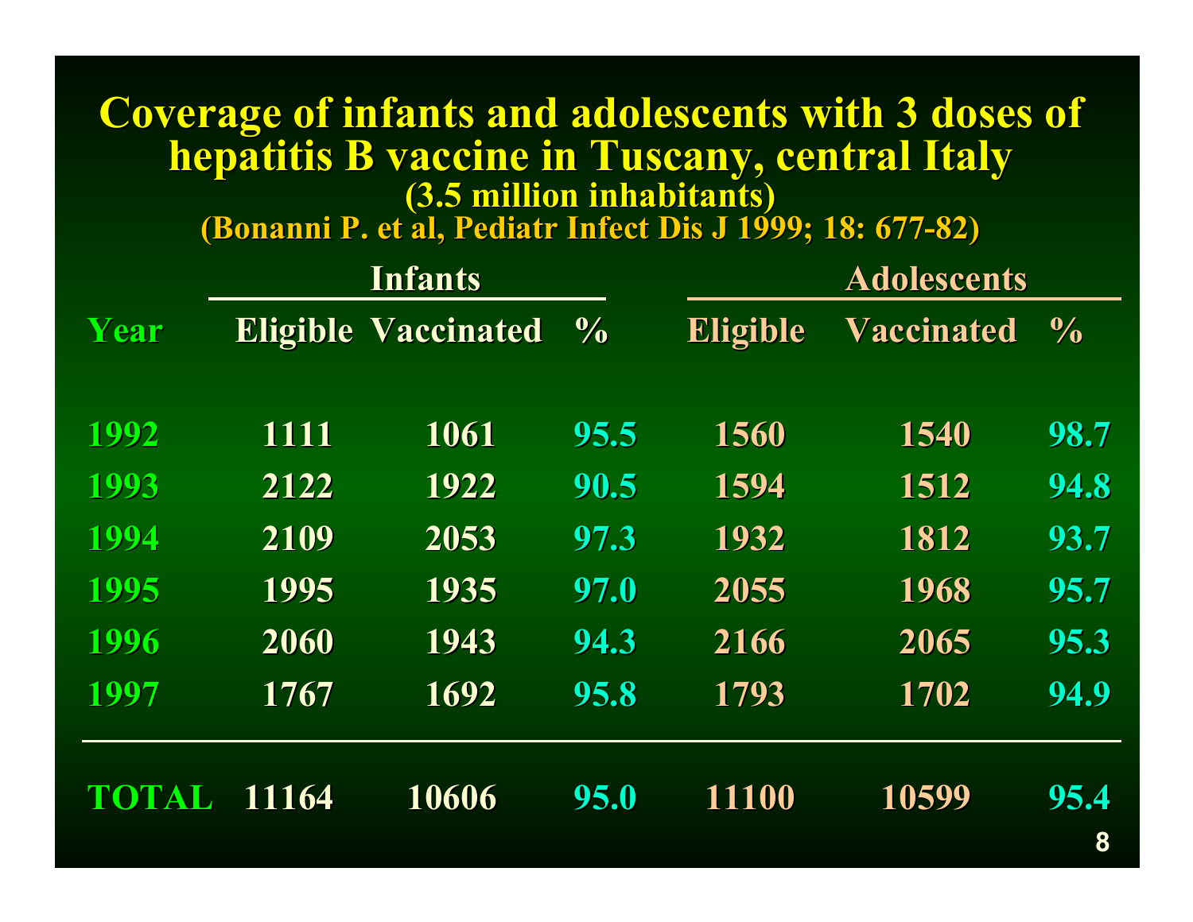# Coverage of infants and adolescents with 3 doses of hepatitis B vaccine in Tuscany, central Italy

### (3.5 million inhabitants)

### (Bonanni P. et al, Pediatr Infect Dis J 1999; 18: 677-82)

| | Infants | | | Adolescents | | |
|---|---|---|---|---|---|---|
| **Year** | **Eligible** | **Vaccinated** | **%** | **Eligible** | **Vaccinated** | **%** |
| 1992 | 1111 | 1061 | 95.5 | 1560 | 1540 | 98.7 |
| 1993 | 2122 | 1922 | 90.5 | 1594 | 1512 | 94.8 |
| 1994 | 2109 | 2053 | 97.3 | 1932 | 1812 | 93.7 |
| 1995 | 1995 | 1935 | 97.0 | 2055 | 1968 | 95.7 |
| 1996 | 2060 | 1943 | 94.3 | 2166 | 2065 | 95.3 |
| 1997 | 1767 | 1692 | 95.8 | 1793 | 1702 | 94.9 |
| **TOTAL** | 11164 | 10606 | 95.0 | 11100 | 10599 | 95.4 |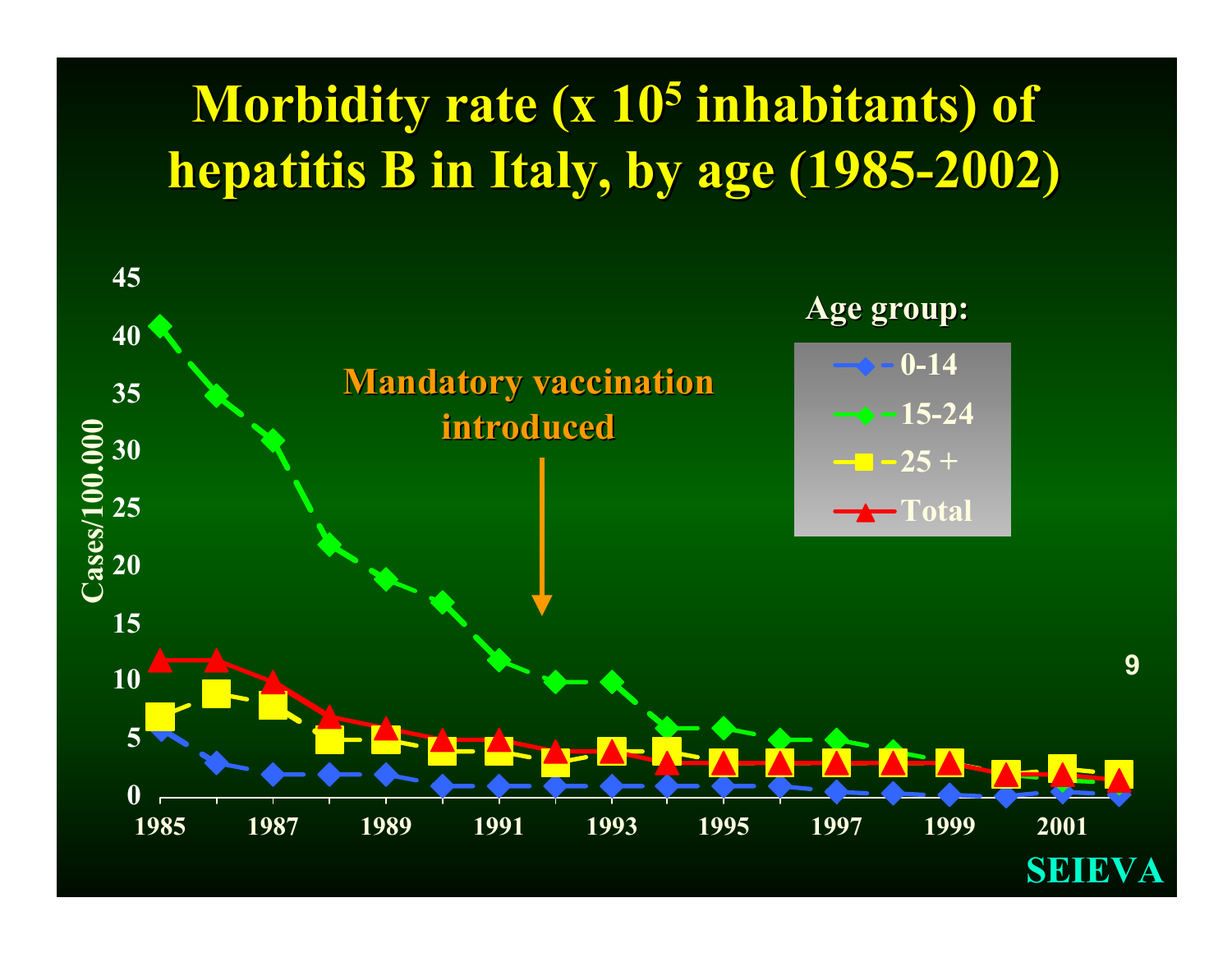# Morbidity rate ($x\ 10^5$ inhabitants) of hepatitis B in Italy, by age (1985-2002)

Mandatory vaccination introduced

Age group:

- 0-14
- 15-24
- 25 +
- Total

Cases/100.000

SEIEVA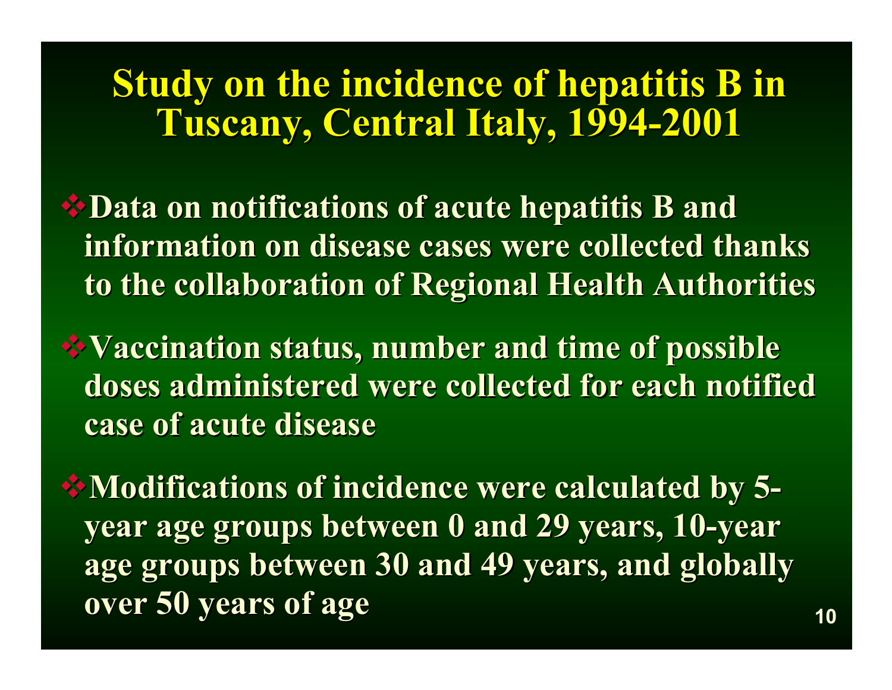# Study on the incidence of hepatitis B in Tuscany, Central Italy, 1994-2001

- Data on notifications of acute hepatitis B and information on disease cases were collected thanks to the collaboration of Regional Health Authorities
- Vaccination status, number and time of possible doses administered were collected for each notified case of acute disease
- Modifications of incidence were calculated by 5-year age groups between 0 and 29 years, 10-year age groups between 30 and 49 years, and globally over 50 years of age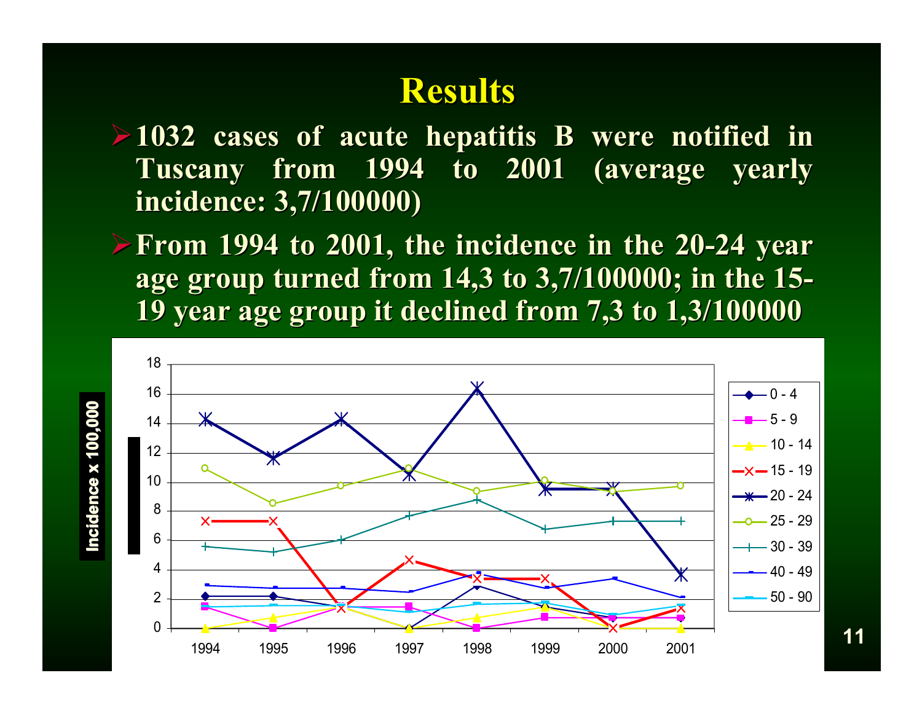# Results

- 1032 cases of acute hepatitis B were notified in Tuscany from 1994 to 2001 (average yearly incidence: 3,7/100000)
- From 1994 to 2001, the incidence in the 20-24 year age group turned from 14,3 to 3,7/100000; in the 15-19 year age group it declined from 7,3 to 1,3/100000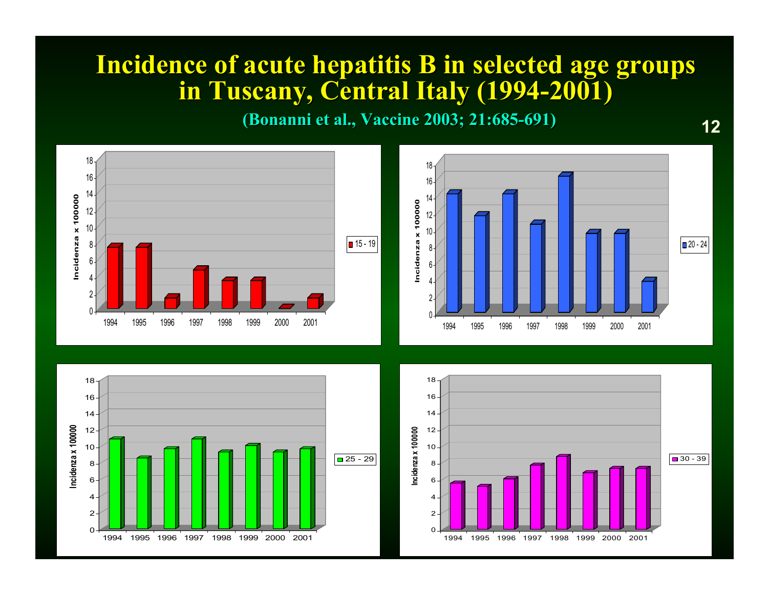# Incidence of acute hepatitis B in selected age groups in Tuscany, Central Italy (1994-2001)

(Bonanni et al., Vaccine 2003; 21:685-691)

Incidenza x 100000

15 - 19

20 - 24

25 - 29

30 - 39

1994 1995 1996 1997 1998 1999 2000 2001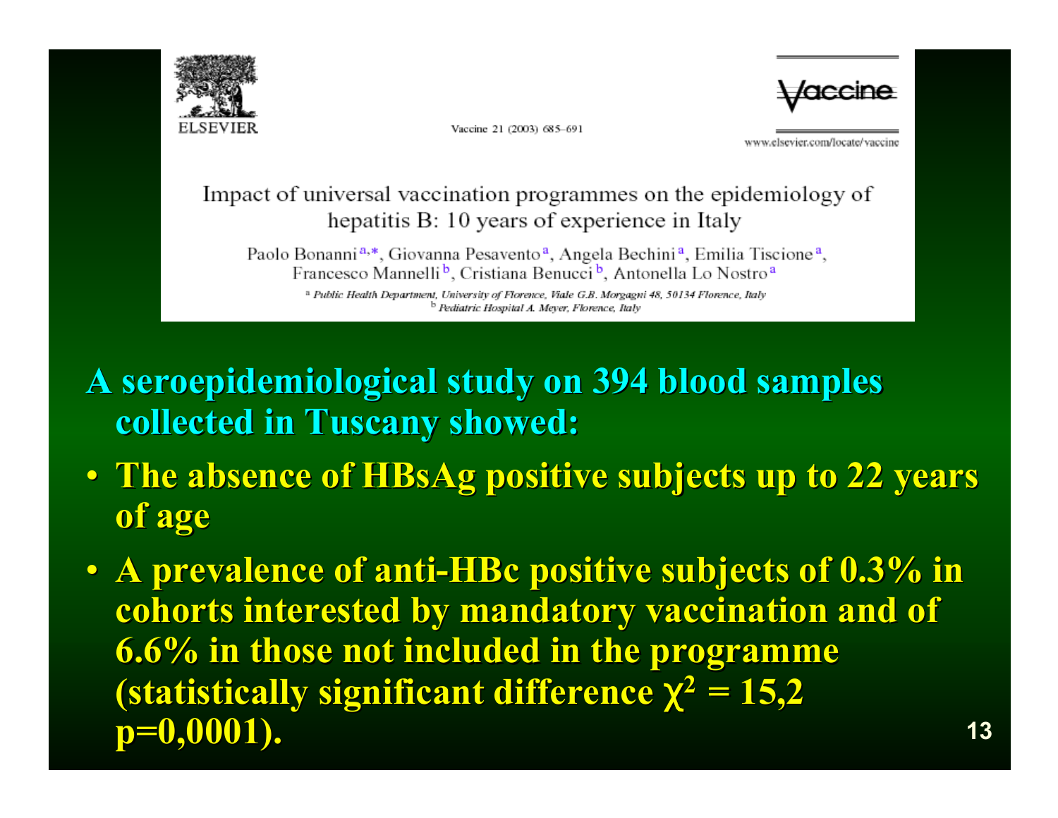ELSEVIER

Vaccine 21 (2003) 685–691

Vaccine

www.elsevier.com/locate/vaccine

Impact of universal vaccination programmes on the epidemiology of hepatitis B: 10 years of experience in Italy

Paolo Bonanni[a,*], Giovanna Pesavento[a], Angela Bechini[a], Emilia Tiscione[a], Francesco Mannelli[b], Cristiana Benucci[b], Antonella Lo Nostro[a]

[a] *Public Health Department, University of Florence, Viale G.B. Morgagni 48, 50134 Florence, Italy*
[b] *Pediatric Hospital A. Meyer, Florence, Italy*

**A seroepidemiological study on 394 blood samples collected in Tuscany showed:**

- **The absence of HBsAg positive subjects up to 22 years of age**
- **A prevalence of anti-HBc positive subjects of 0.3% in cohorts interested by mandatory vaccination and of 6.6% in those not included in the programme (statistically significant difference $\chi^2 = 15{,}2$ p=0,0001).**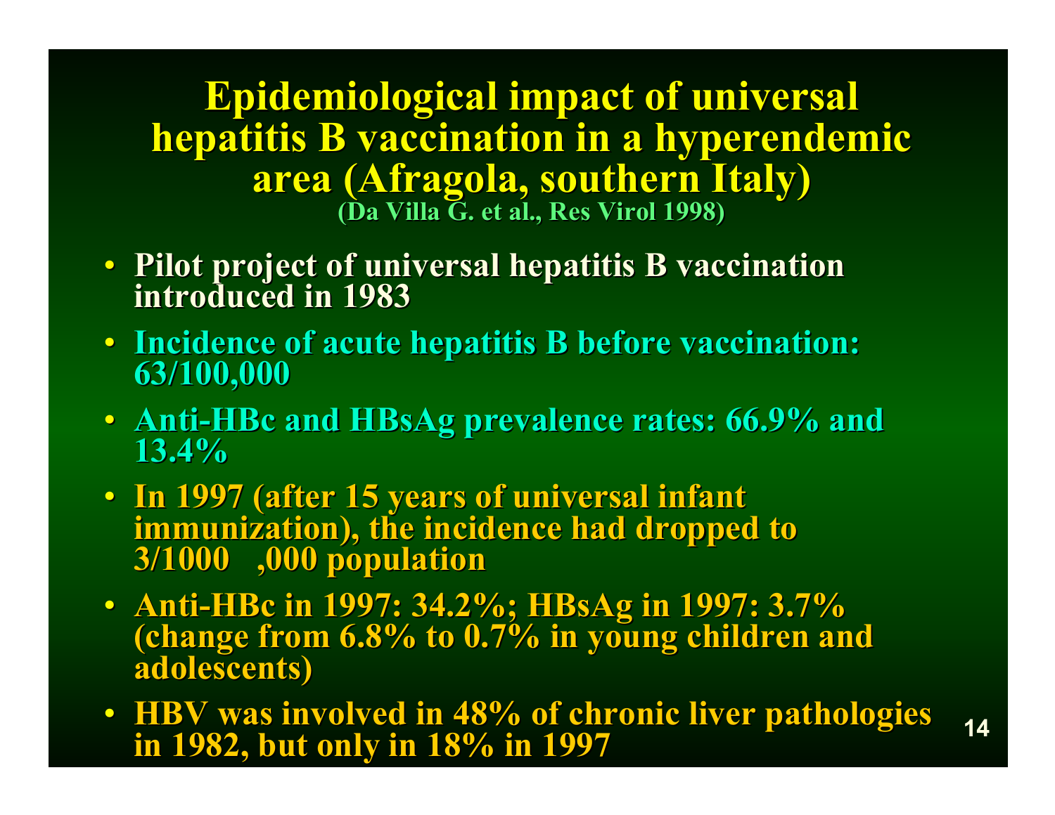# Epidemiological impact of universal hepatitis B vaccination in a hyperendemic area (Afragola, southern Italy)

(Da Villa G. et al., Res Virol 1998)

- Pilot project of universal hepatitis B vaccination introduced in 1983
- Incidence of acute hepatitis B before vaccination: 63/100,000
- Anti-HBc and HBsAg prevalence rates: 66.9% and 13.4%
- In 1997 (after 15 years of universal infant immunization), the incidence had dropped to 3/1000   ,000 population
- Anti-HBc in 1997: 34.2%; HBsAg in 1997: 3.7% (change from 6.8% to 0.7% in young children and adolescents)
- HBV was involved in 48% of chronic liver pathologies in 1982, but only in 18% in 1997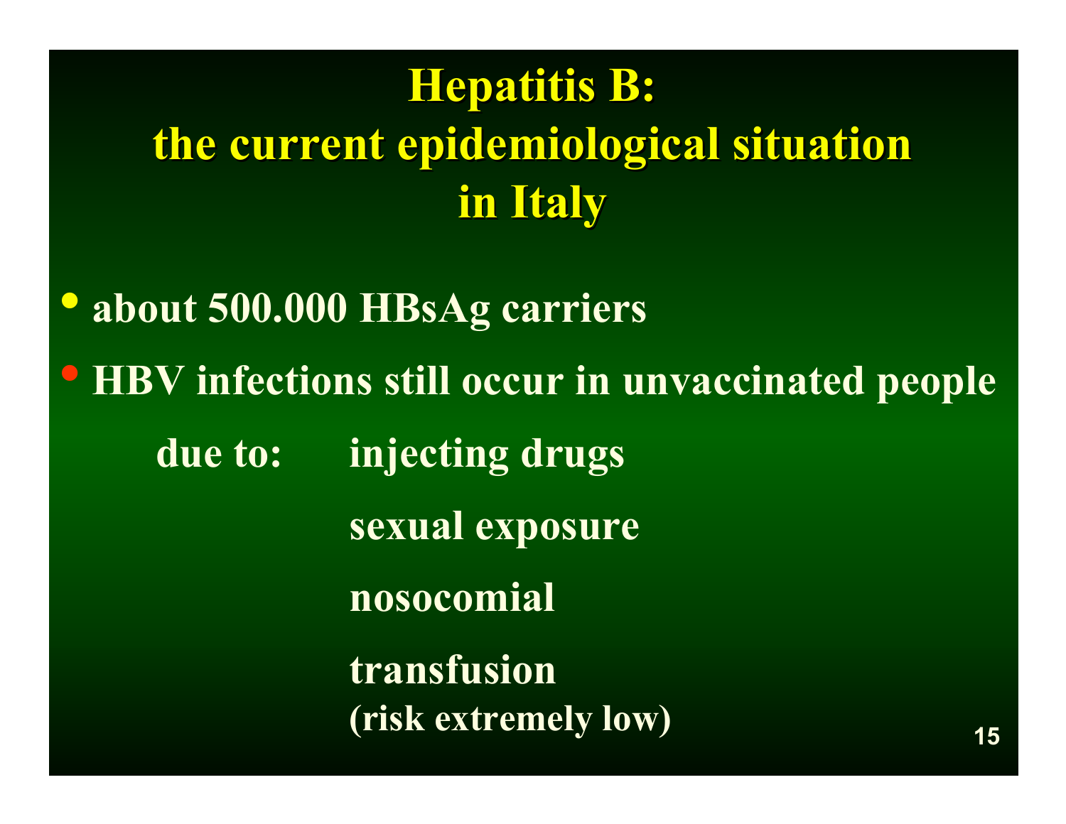# Hepatitis B: the current epidemiological situation in Italy

- about 500.000 HBsAg carriers
- HBV infections still occur in unvaccinated people

  due to:
  - injecting drugs
  - sexual exposure
  - nosocomial
  - transfusion (risk extremely low)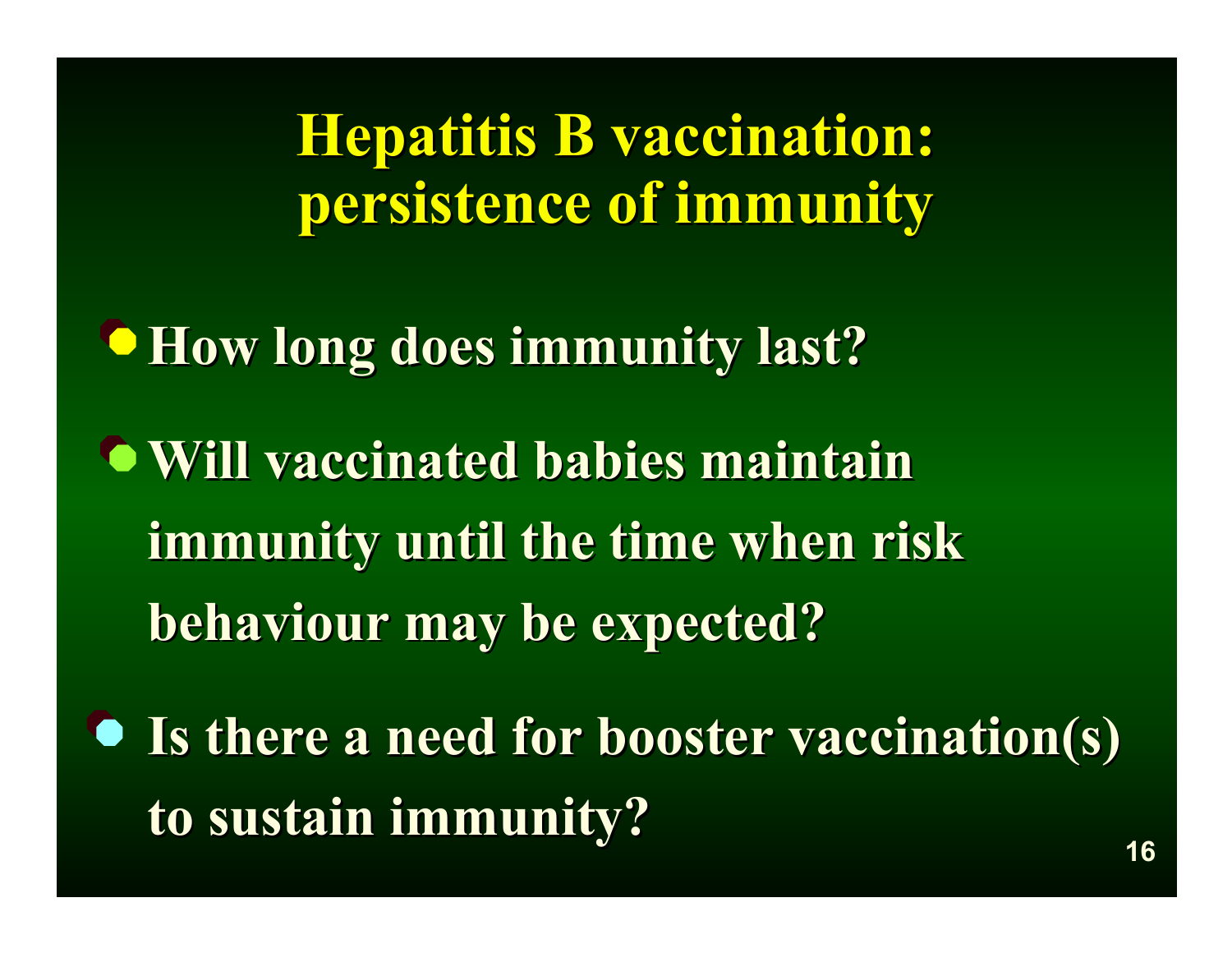# Hepatitis B vaccination: persistence of immunity

- How long does immunity last?
- Will vaccinated babies maintain immunity until the time when risk behaviour may be expected?
- Is there a need for booster vaccination(s) to sustain immunity?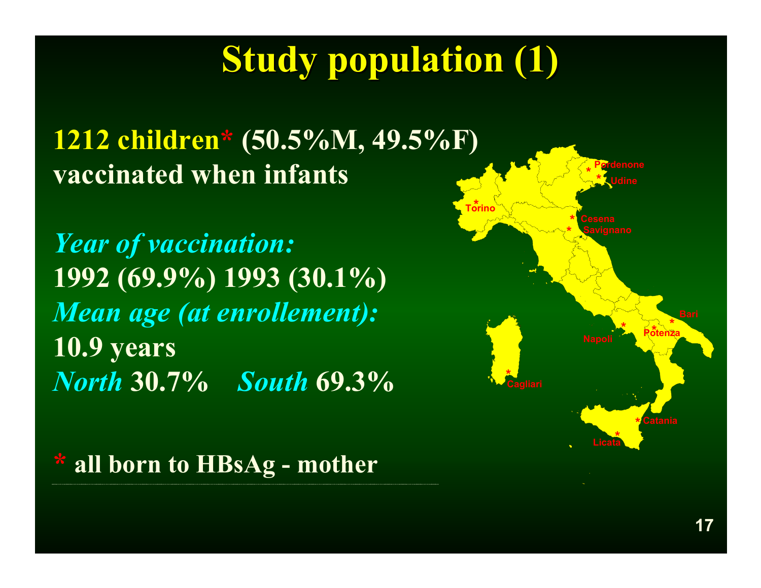# Study population (1)

**1212 children* (50.5%M, 49.5%F) vaccinated when infants**

***Year of vaccination:***
**1992 (69.9%) 1993 (30.1%)**
***Mean age (at enrollement):***
**10.9 years**
***North* 30.7%    *South* 69.3%**

Pordenone, Udine, Torino, Cesena, Savignano, Bari, Potenza, Napoli, Cagliari, Catania, Licata

**\* all born to HBsAg - mother**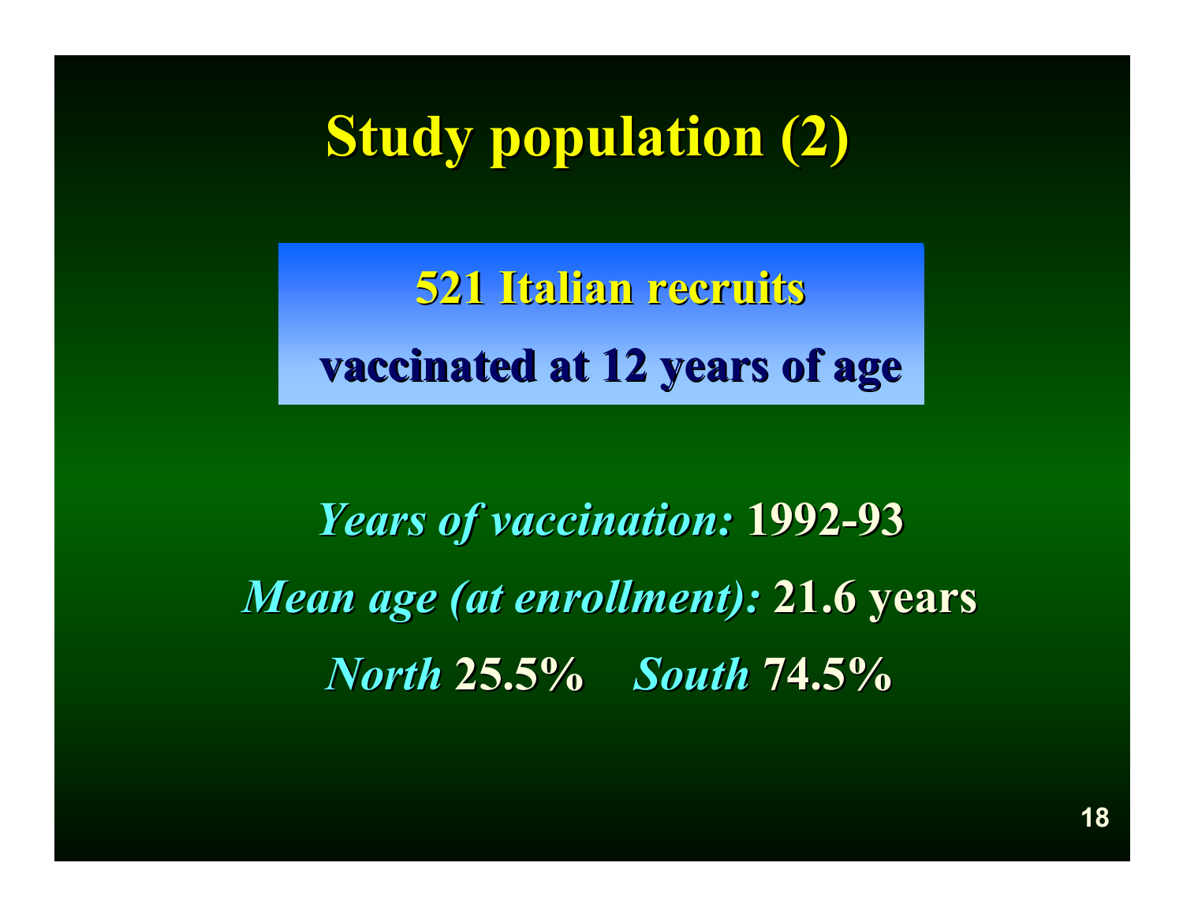# Study population (2)

**521 Italian recruits**

**vaccinated at 12 years of age**

***Years of vaccination:*** **1992-93**

***Mean age (at enrollment):*** **21.6 years**

***North*** **25.5%** ***South*** **74.5%**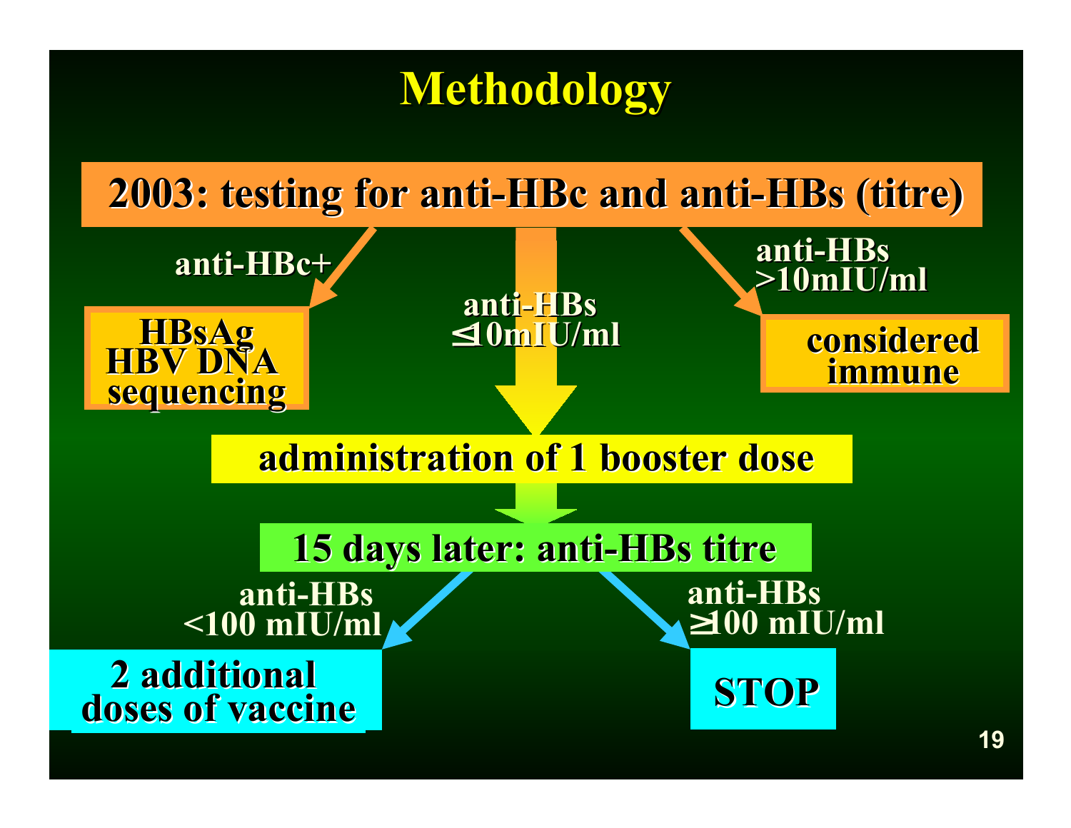# Methodology

**2003: testing for anti-HBc and anti-HBs (titre)**

- **anti-HBc+** → **HBsAg, HBV DNA, sequencing**
- **anti-HBs ≤10mIU/ml** → **administration of 1 booster dose** → **15 days later: anti-HBs titre**
  - **anti-HBs <100 mIU/ml** → **2 additional doses of vaccine**
  - **anti-HBs ≥100 mIU/ml** → **STOP**
- **anti-HBs >10mIU/ml** → **considered immune**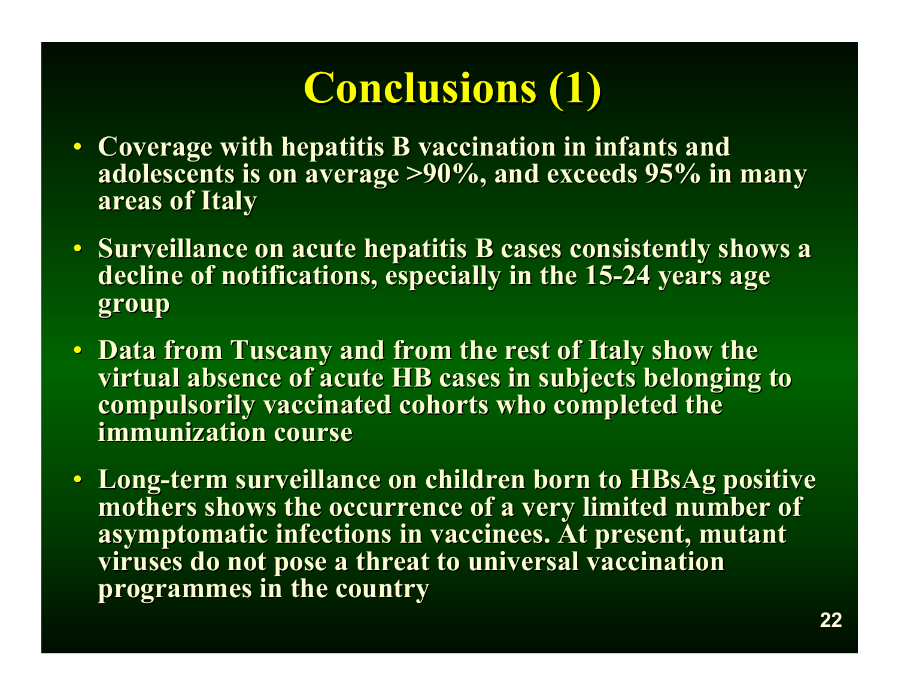# Conclusions (1)

- Coverage with hepatitis B vaccination in infants and adolescents is on average >90%, and exceeds 95% in many areas of Italy
- Surveillance on acute hepatitis B cases consistently shows a decline of notifications, especially in the 15-24 years age group
- Data from Tuscany and from the rest of Italy show the virtual absence of acute HB cases in subjects belonging to compulsorily vaccinated cohorts who completed the immunization course
- Long-term surveillance on children born to HBsAg positive mothers shows the occurrence of a very limited number of asymptomatic infections in vaccinees. At present, mutant viruses do not pose a threat to universal vaccination programmes in the country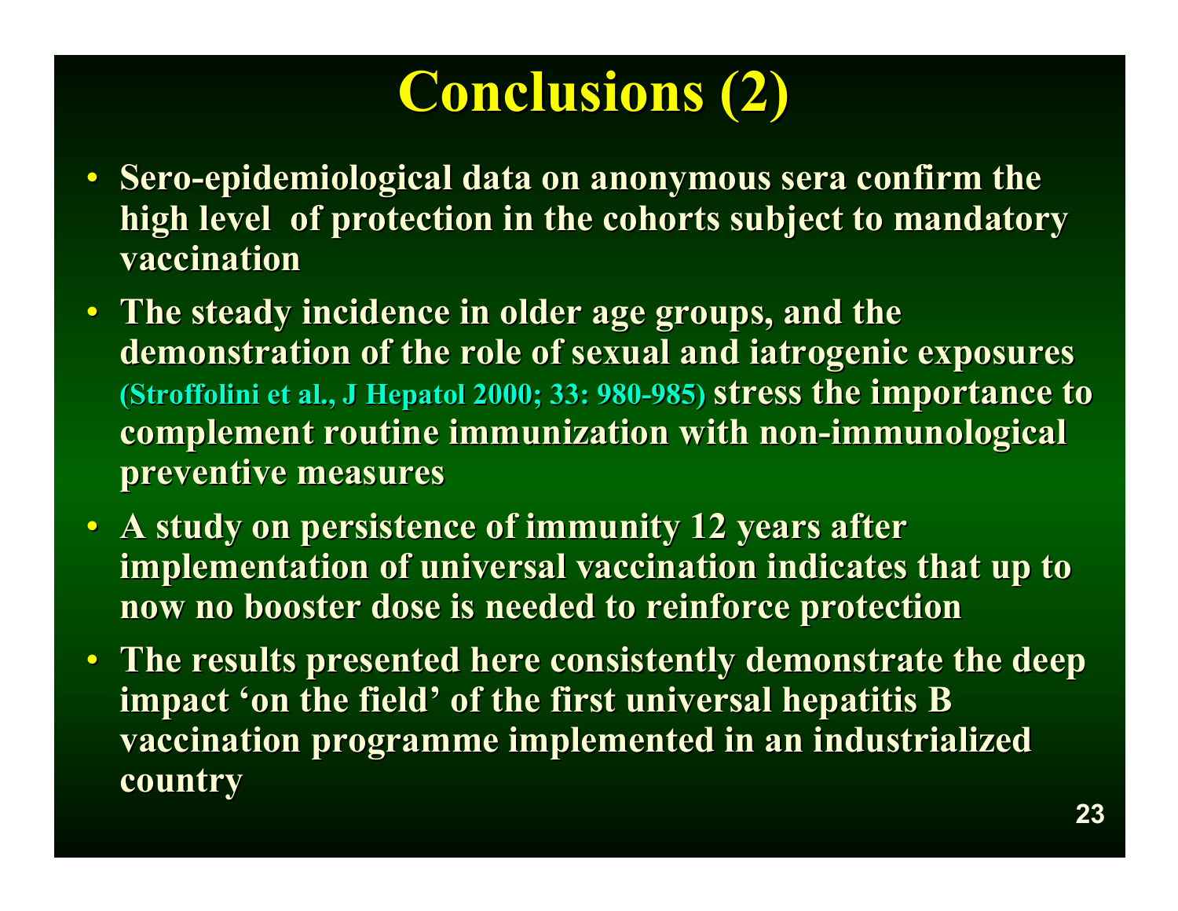# Conclusions (2)

- Sero-epidemiological data on anonymous sera confirm the high level of protection in the cohorts subject to mandatory vaccination
- The steady incidence in older age groups, and the demonstration of the role of sexual and iatrogenic exposures (Stroffolini et al., J Hepatol 2000; 33: 980-985) stress the importance to complement routine immunization with non-immunological preventive measures
- A study on persistence of immunity 12 years after implementation of universal vaccination indicates that up to now no booster dose is needed to reinforce protection
- The results presented here consistently demonstrate the deep impact 'on the field' of the first universal hepatitis B vaccination programme implemented in an industrialized country